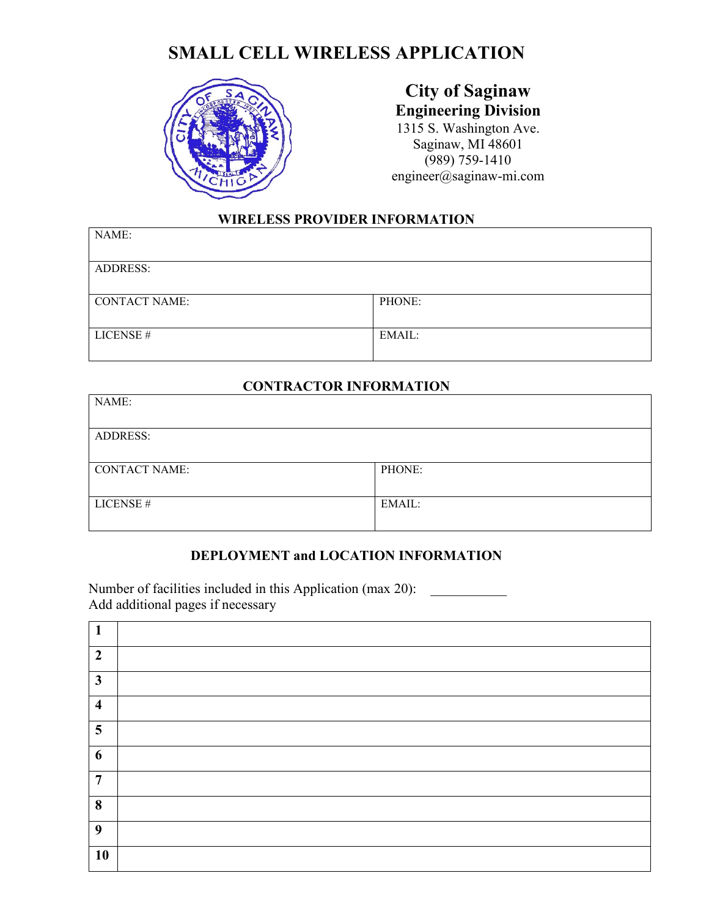# SMALL CELL WIRELESS APPLICATION

**City of Saginaw**
**Engineering Division**
1315 S. Washington Ave.
Saginaw, MI 48601
(989) 759-1410
engineer@saginaw-mi.com

### WIRELESS PROVIDER INFORMATION

| NAME: | |
|---|---|
| ADDRESS: | |
| CONTACT NAME: | PHONE: |
| LICENSE # | EMAIL: |

### CONTRACTOR INFORMATION

| NAME: | |
|---|---|
| ADDRESS: | |
| CONTACT NAME: | PHONE: |
| LICENSE # | EMAIL: |

### DEPLOYMENT and LOCATION INFORMATION

Number of facilities included in this Application (max 20): ___________
Add additional pages if necessary

| | |
|---|---|
| **1** | |
| **2** | |
| **3** | |
| **4** | |
| **5** | |
| **6** | |
| **7** | |
| **8** | |
| **9** | |
| **10** | |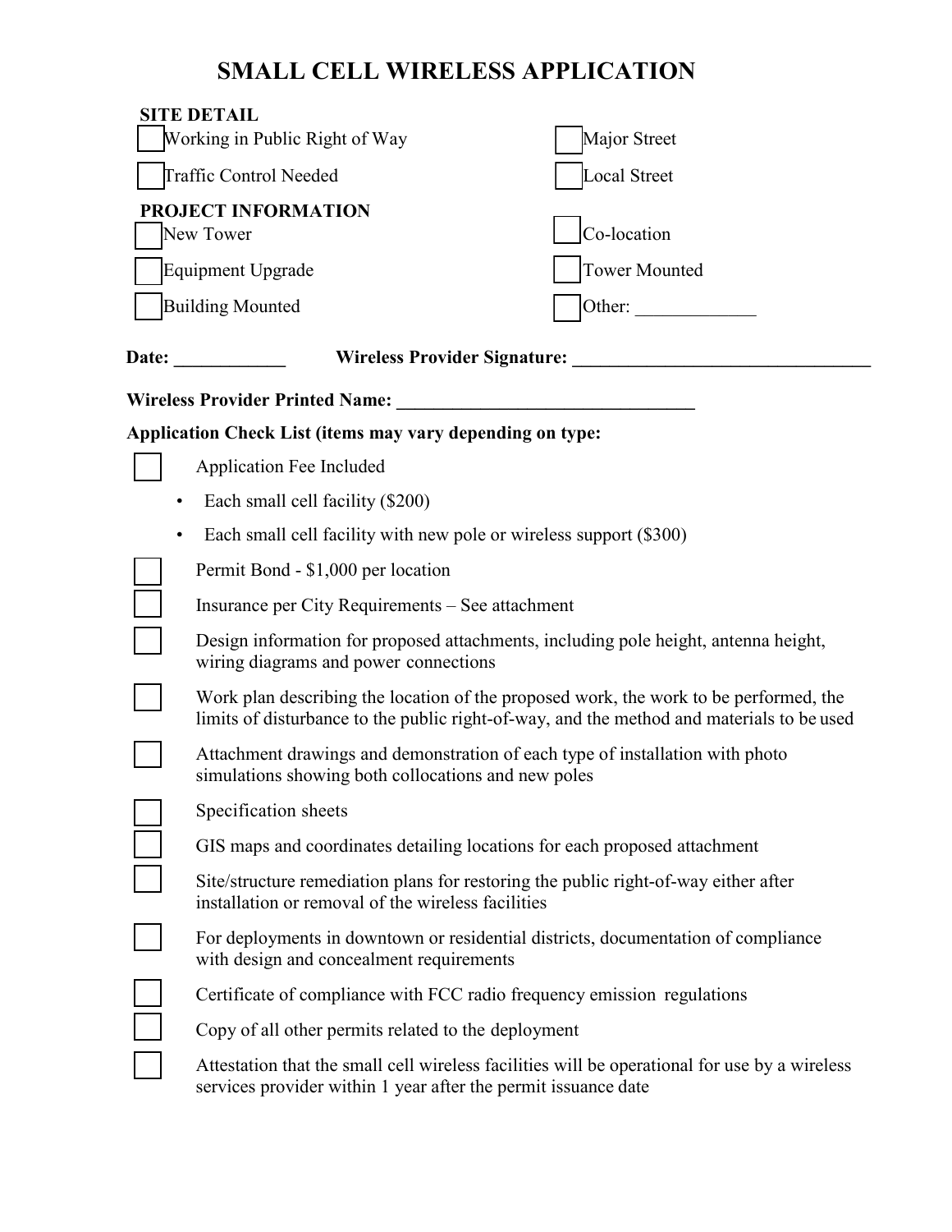# SMALL CELL WIRELESS APPLICATION

**SITE DETAIL**

- [ ] Working in Public Right of Way
- [ ] Major Street
- [ ] Traffic Control Needed
- [ ] Local Street

**PROJECT INFORMATION**

- [ ] New Tower
- [ ] Co-location
- [ ] Equipment Upgrade
- [ ] Tower Mounted
- [ ] Building Mounted
- [ ] Other: ____________

**Date:** ____________ **Wireless Provider Signature:** ________________________________

**Wireless Provider Printed Name:** ________________________________

**Application Check List (items may vary depending on type:**

- [ ] Application Fee Included
  - Each small cell facility ($200)
  - Each small cell facility with new pole or wireless support ($300)
- [ ] Permit Bond - $1,000 per location
- [ ] Insurance per City Requirements – See attachment
- [ ] Design information for proposed attachments, including pole height, antenna height, wiring diagrams and power connections
- [ ] Work plan describing the location of the proposed work, the work to be performed, the limits of disturbance to the public right-of-way, and the method and materials to be used
- [ ] Attachment drawings and demonstration of each type of installation with photo simulations showing both collocations and new poles
- [ ] Specification sheets
- [ ] GIS maps and coordinates detailing locations for each proposed attachment
- [ ] Site/structure remediation plans for restoring the public right-of-way either after installation or removal of the wireless facilities
- [ ] For deployments in downtown or residential districts, documentation of compliance with design and concealment requirements
- [ ] Certificate of compliance with FCC radio frequency emission regulations
- [ ] Copy of all other permits related to the deployment
- [ ] Attestation that the small cell wireless facilities will be operational for use by a wireless services provider within 1 year after the permit issuance date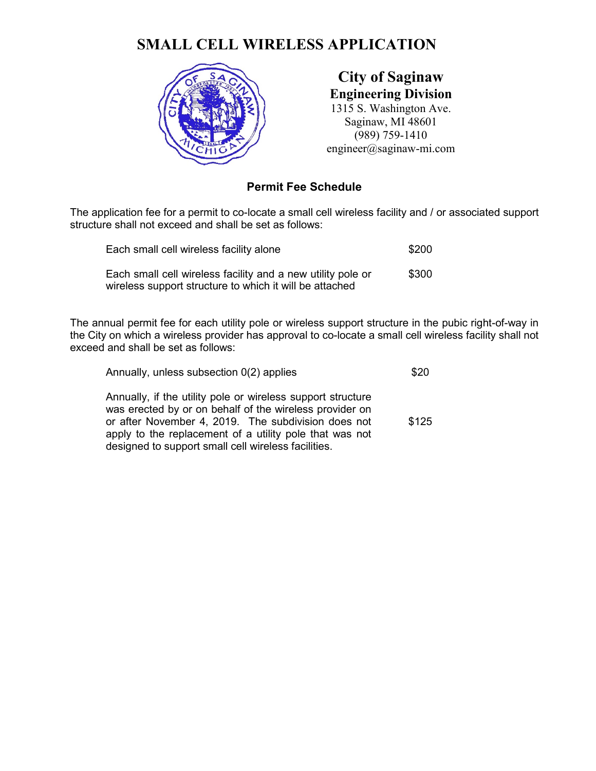# SMALL CELL WIRELESS APPLICATION

**City of Saginaw**
**Engineering Division**
1315 S. Washington Ave.
Saginaw, MI 48601
(989) 759-1410
engineer@saginaw-mi.com

### Permit Fee Schedule

The application fee for a permit to co-locate a small cell wireless facility and / or associated support structure shall not exceed and shall be set as follows:

| | |
|---|---|
| Each small cell wireless facility alone | $200 |
| Each small cell wireless facility and a new utility pole or wireless support structure to which it will be attached | $300 |

The annual permit fee for each utility pole or wireless support structure in the pubic right-of-way in the City on which a wireless provider has approval to co-locate a small cell wireless facility shall not exceed and shall be set as follows:

| | |
|---|---|
| Annually, unless subsection 0(2) applies | $20 |
| Annually, if the utility pole or wireless support structure was erected by or on behalf of the wireless provider on or after November 4, 2019. The subdivision does not apply to the replacement of a utility pole that was not designed to support small cell wireless facilities. | $125 |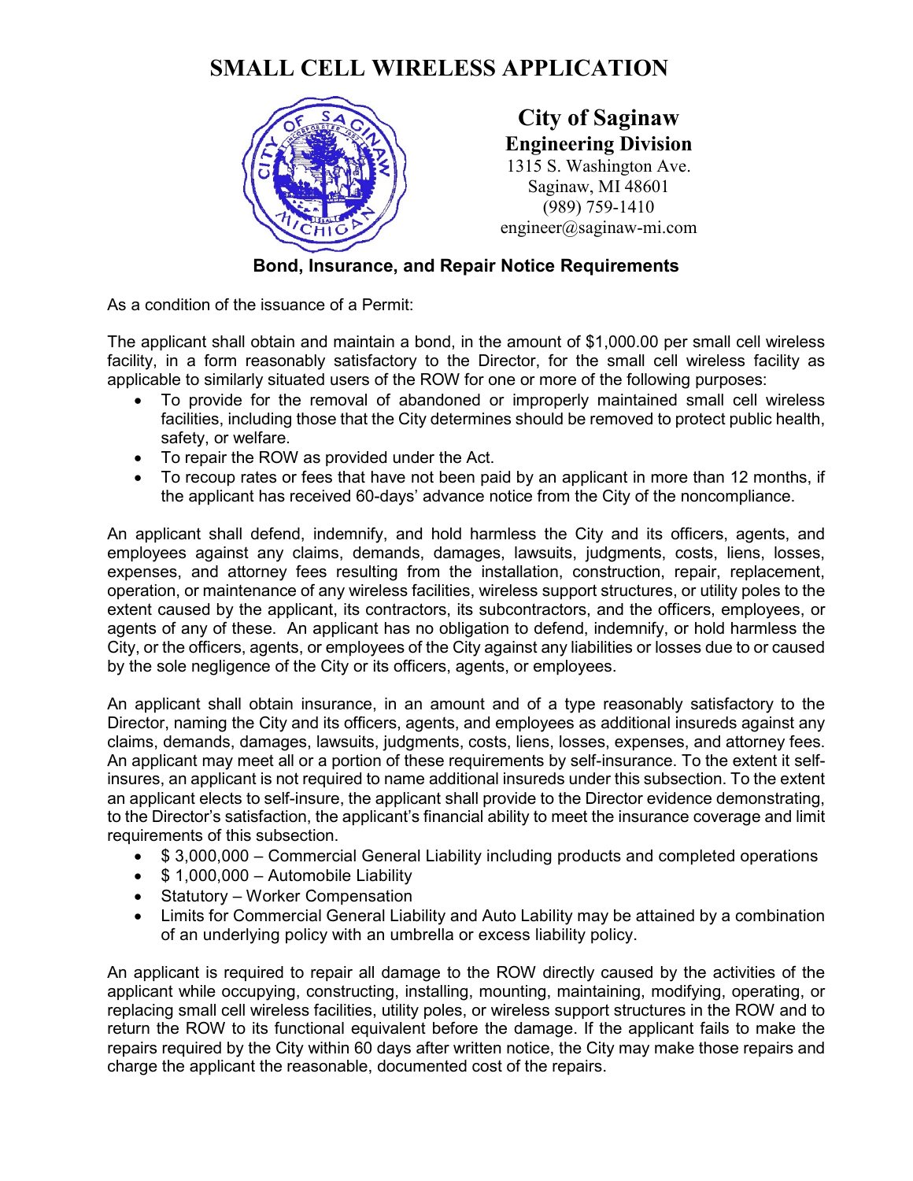# SMALL CELL WIRELESS APPLICATION

**City of Saginaw**
**Engineering Division**
1315 S. Washington Ave.
Saginaw, MI 48601
(989) 759-1410
engineer@saginaw-mi.com

**Bond, Insurance, and Repair Notice Requirements**

As a condition of the issuance of a Permit:

The applicant shall obtain and maintain a bond, in the amount of $1,000.00 per small cell wireless facility, in a form reasonably satisfactory to the Director, for the small cell wireless facility as applicable to similarly situated users of the ROW for one or more of the following purposes:

- To provide for the removal of abandoned or improperly maintained small cell wireless facilities, including those that the City determines should be removed to protect public health, safety, or welfare.
- To repair the ROW as provided under the Act.
- To recoup rates or fees that have not been paid by an applicant in more than 12 months, if the applicant has received 60-days' advance notice from the City of the noncompliance.

An applicant shall defend, indemnify, and hold harmless the City and its officers, agents, and employees against any claims, demands, damages, lawsuits, judgments, costs, liens, losses, expenses, and attorney fees resulting from the installation, construction, repair, replacement, operation, or maintenance of any wireless facilities, wireless support structures, or utility poles to the extent caused by the applicant, its contractors, its subcontractors, and the officers, employees, or agents of any of these. An applicant has no obligation to defend, indemnify, or hold harmless the City, or the officers, agents, or employees of the City against any liabilities or losses due to or caused by the sole negligence of the City or its officers, agents, or employees.

An applicant shall obtain insurance, in an amount and of a type reasonably satisfactory to the Director, naming the City and its officers, agents, and employees as additional insureds against any claims, demands, damages, lawsuits, judgments, costs, liens, losses, expenses, and attorney fees. An applicant may meet all or a portion of these requirements by self-insurance. To the extent it self-insures, an applicant is not required to name additional insureds under this subsection. To the extent an applicant elects to self-insure, the applicant shall provide to the Director evidence demonstrating, to the Director's satisfaction, the applicant's financial ability to meet the insurance coverage and limit requirements of this subsection.

- $ 3,000,000 – Commercial General Liability including products and completed operations
- $ 1,000,000 – Automobile Liability
- Statutory – Worker Compensation
- Limits for Commercial General Liability and Auto Lability may be attained by a combination of an underlying policy with an umbrella or excess liability policy.

An applicant is required to repair all damage to the ROW directly caused by the activities of the applicant while occupying, constructing, installing, mounting, maintaining, modifying, operating, or replacing small cell wireless facilities, utility poles, or wireless support structures in the ROW and to return the ROW to its functional equivalent before the damage. If the applicant fails to make the repairs required by the City within 60 days after written notice, the City may make those repairs and charge the applicant the reasonable, documented cost of the repairs.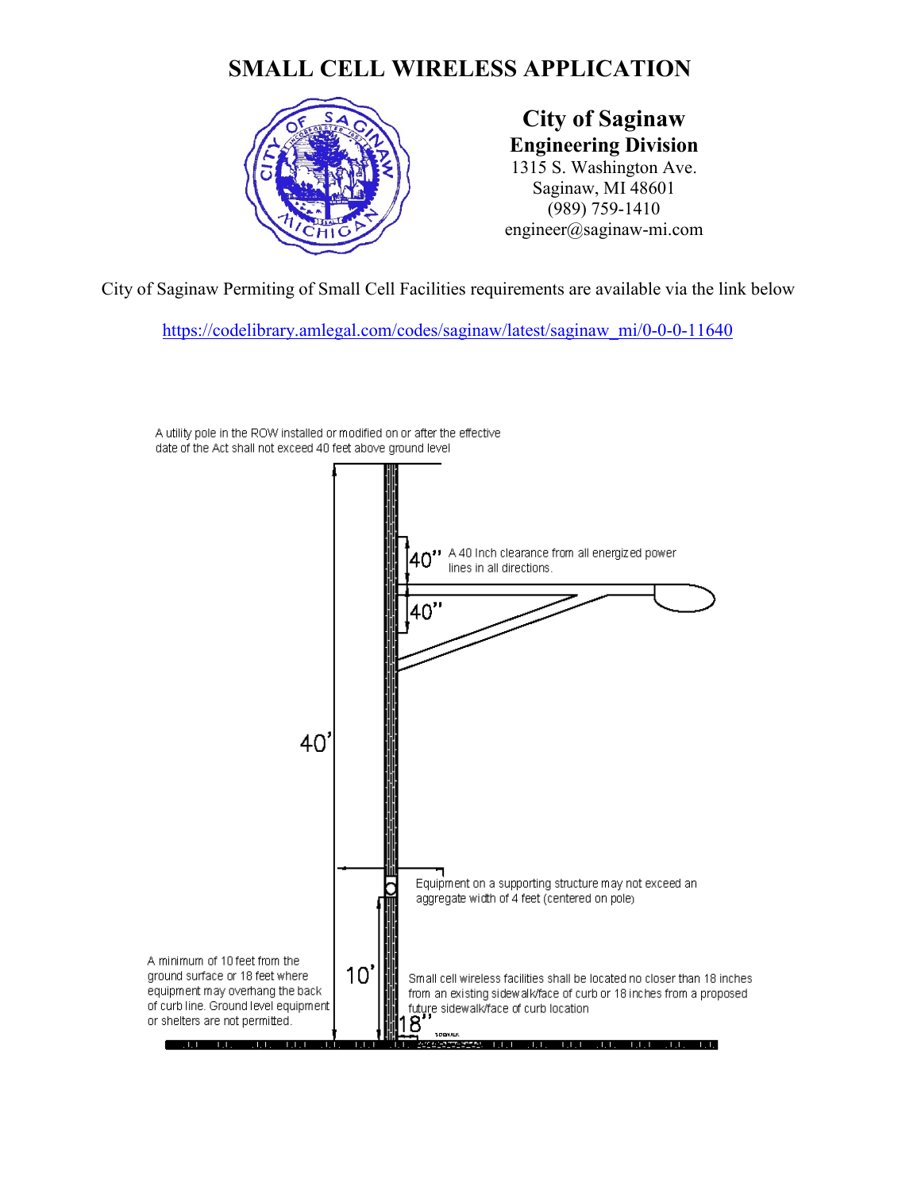# SMALL CELL WIRELESS APPLICATION

**City of Saginaw**
**Engineering Division**
1315 S. Washington Ave.
Saginaw, MI 48601
(989) 759-1410
engineer@saginaw-mi.com

City of Saginaw Permiting of Small Cell Facilities requirements are available via the link below

https://codelibrary.amlegal.com/codes/saginaw/latest/saginaw_mi/0-0-0-11640

A utility pole in the ROW installed or modified on or after the effective date of the Act shall not exceed 40 feet above ground level

40"

A 40 Inch clearance from all energized power lines in all directions.

40"

40'

Equipment on a supporting structure may not exceed an aggregate width of 4 feet (centered on pole)

A minimum of 10 feet from the ground surface or 18 feet where equipment may overhang the back of curb line. Ground level equipment or shelters are not permitted.

10'

Small cell wireless facilities shall be located no closer than 18 inches from an existing sidewalk/face of curb or 18 inches from a proposed future sidewalk/face of curb location

18"

SIDEWALK